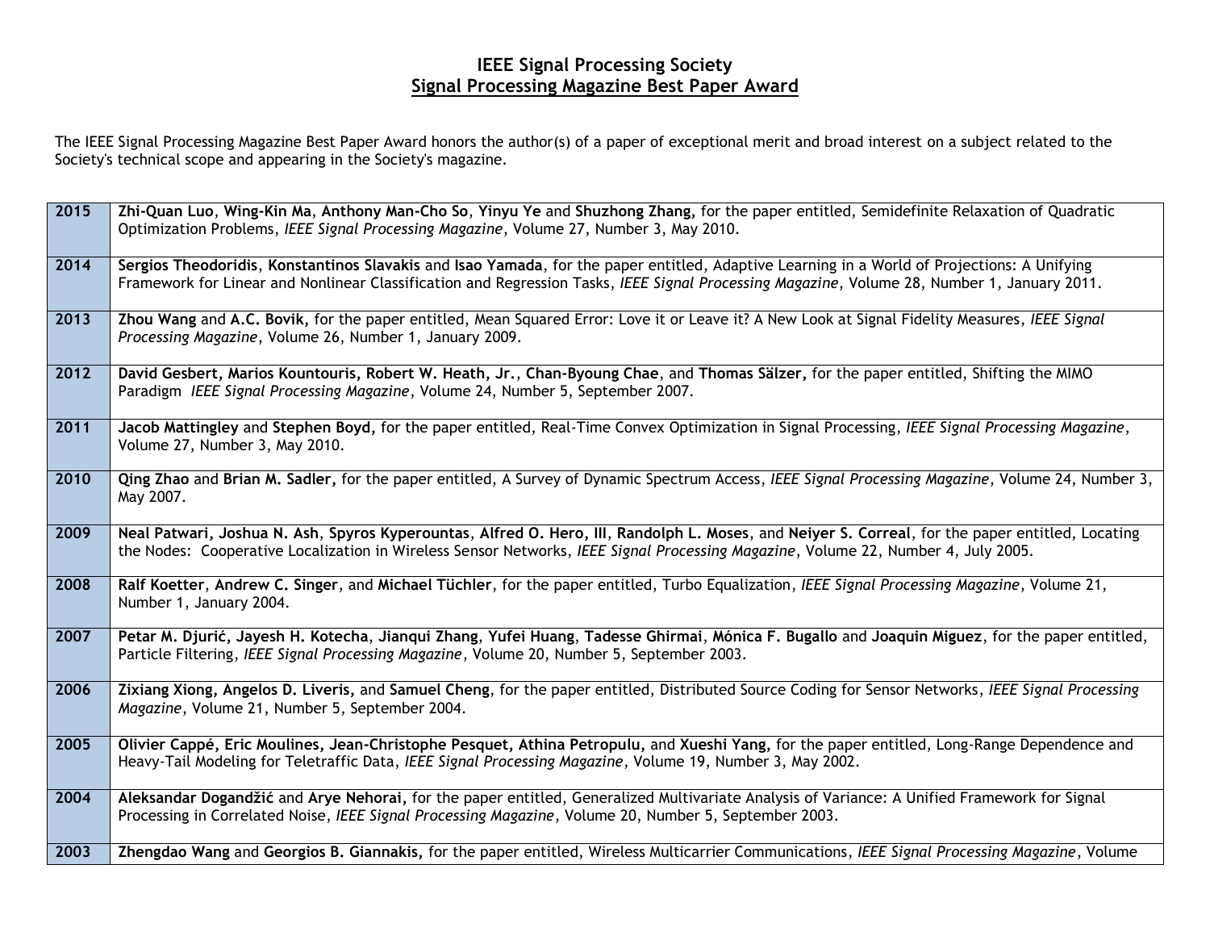# IEEE Signal Processing Society
## Signal Processing Magazine Best Paper Award

The IEEE Signal Processing Magazine Best Paper Award honors the author(s) of a paper of exceptional merit and broad interest on a subject related to the Society's technical scope and appearing in the Society's magazine.

| Year | Award |
|---|---|
| **2015** | **Zhi-Quan Luo**, **Wing-Kin Ma**, **Anthony Man-Cho So**, **Yinyu Ye** and **Shuzhong Zhang,** for the paper entitled, Semidefinite Relaxation of Quadratic Optimization Problems, *IEEE Signal Processing Magazine*, Volume 27, Number 3, May 2010. |
| **2014** | **Sergios Theodoridis**, **Konstantinos Slavakis** and **Isao Yamada**, for the paper entitled, Adaptive Learning in a World of Projections: A Unifying Framework for Linear and Nonlinear Classification and Regression Tasks, *IEEE Signal Processing Magazine*, Volume 28, Number 1, January 2011. |
| **2013** | **Zhou Wang** and **A.C. Bovik,** for the paper entitled, Mean Squared Error: Love it or Leave it? A New Look at Signal Fidelity Measures, *IEEE Signal Processing Magazine*, Volume 26, Number 1, January 2009. |
| **2012** | **David Gesbert, Marios Kountouris, Robert W. Heath, Jr.**, **Chan-Byoung Chae**, and **Thomas Sälzer,** for the paper entitled, Shifting the MIMO Paradigm *IEEE Signal Processing Magazine*, Volume 24, Number 5, September 2007. |
| **2011** | **Jacob Mattingley** and **Stephen Boyd,** for the paper entitled, Real-Time Convex Optimization in Signal Processing, *IEEE Signal Processing Magazine*, Volume 27, Number 3, May 2010. |
| **2010** | **Qing Zhao** and **Brian M. Sadler,** for the paper entitled, A Survey of Dynamic Spectrum Access, *IEEE Signal Processing Magazine*, Volume 24, Number 3, May 2007. |
| **2009** | **Neal Patwari, Joshua N. Ash**, **Spyros Kyperountas**, **Alfred O. Hero, III**, **Randolph L. Moses**, and **Neiyer S. Correal**, for the paper entitled, Locating the Nodes: Cooperative Localization in Wireless Sensor Networks, *IEEE Signal Processing Magazine*, Volume 22, Number 4, July 2005. |
| **2008** | **Ralf Koetter**, **Andrew C. Singer**, and **Michael Tüchler**, for the paper entitled, Turbo Equalization, *IEEE Signal Processing Magazine*, Volume 21, Number 1, January 2004. |
| **2007** | **Petar M. Djurić, Jayesh H. Kotecha**, **Jianqui Zhang**, **Yufei Huang**, **Tadesse Ghirmai**, **Mónica F. Bugallo** and **Joaquin Miguez**, for the paper entitled, Particle Filtering, *IEEE Signal Processing Magazine*, Volume 20, Number 5, September 2003. |
| **2006** | **Zixiang Xiong, Angelos D. Liveris,** and **Samuel Cheng**, for the paper entitled, Distributed Source Coding for Sensor Networks, *IEEE Signal Processing Magazine*, Volume 21, Number 5, September 2004. |
| **2005** | **Olivier Cappé, Eric Moulines, Jean-Christophe Pesquet, Athina Petropulu,** and **Xueshi Yang,** for the paper entitled, Long-Range Dependence and Heavy-Tail Modeling for Teletraffic Data, *IEEE Signal Processing Magazine*, Volume 19, Number 3, May 2002. |
| **2004** | **Aleksandar Dogandžić** and **Arye Nehorai,** for the paper entitled, Generalized Multivariate Analysis of Variance: A Unified Framework for Signal Processing in Correlated Noise, *IEEE Signal Processing Magazine*, Volume 20, Number 5, September 2003. |
| **2003** | **Zhengdao Wang** and **Georgios B. Giannakis,** for the paper entitled, Wireless Multicarrier Communications, *IEEE Signal Processing Magazine*, Volume |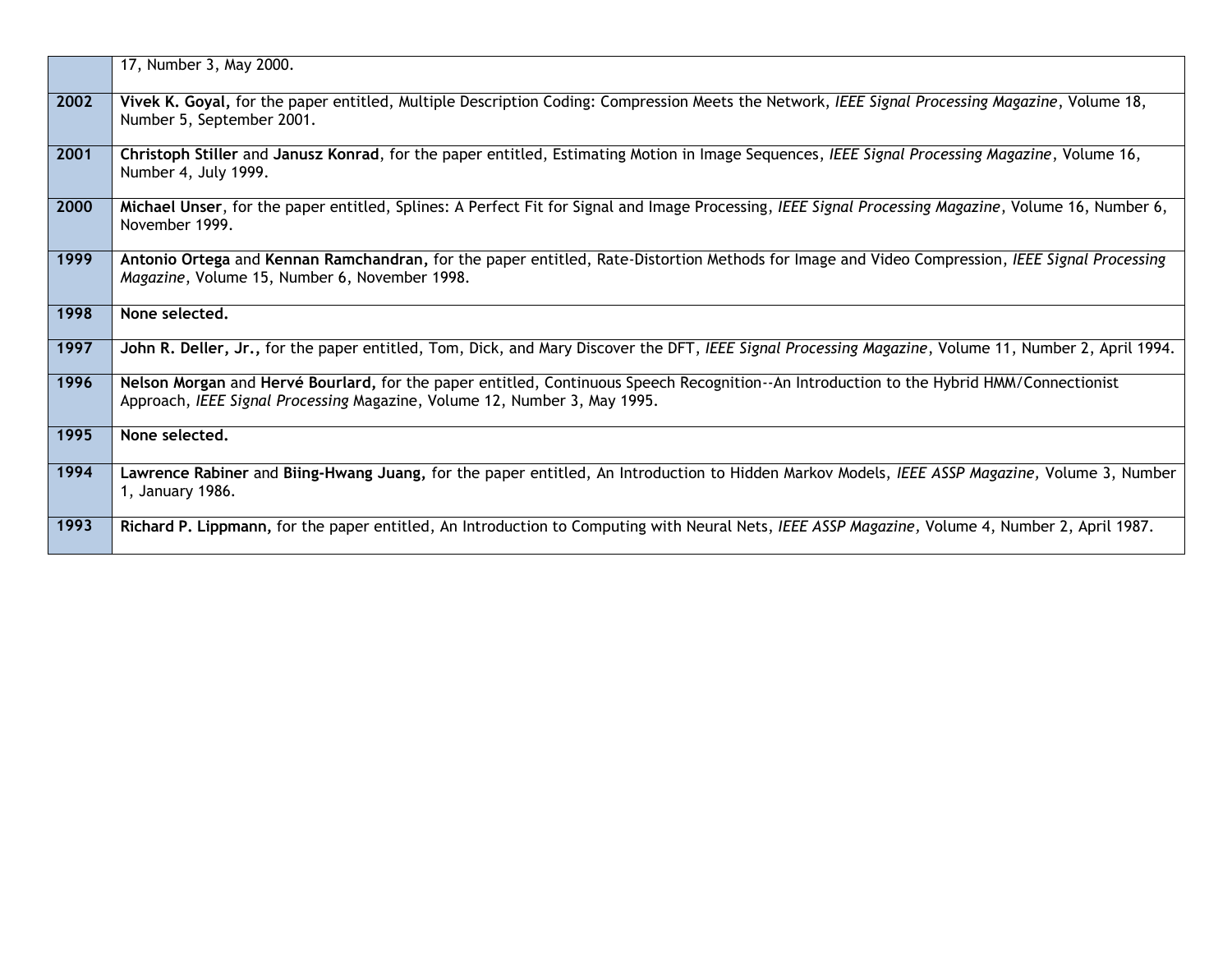| | |
|---|---|
| | 17, Number 3, May 2000. |
| **2002** | **Vivek K. Goyal,** for the paper entitled, Multiple Description Coding: Compression Meets the Network, *IEEE Signal Processing Magazine*, Volume 18, Number 5, September 2001. |
| **2001** | **Christoph Stiller** and **Janusz Konrad**, for the paper entitled, Estimating Motion in Image Sequences, *IEEE Signal Processing Magazine*, Volume 16, Number 4, July 1999. |
| **2000** | **Michael Unser**, for the paper entitled, Splines: A Perfect Fit for Signal and Image Processing, *IEEE Signal Processing Magazine*, Volume 16, Number 6, November 1999. |
| **1999** | **Antonio Ortega** and **Kennan Ramchandran,** for the paper entitled, Rate-Distortion Methods for Image and Video Compression, *IEEE Signal Processing Magazine*, Volume 15, Number 6, November 1998. |
| **1998** | **None selected.** |
| **1997** | **John R. Deller, Jr.,** for the paper entitled, Tom, Dick, and Mary Discover the DFT, *IEEE Signal Processing Magazine*, Volume 11, Number 2, April 1994. |
| **1996** | **Nelson Morgan** and **Hervé Bourlard,** for the paper entitled, Continuous Speech Recognition--An Introduction to the Hybrid HMM/Connectionist Approach, *IEEE Signal Processing* Magazine, Volume 12, Number 3, May 1995. |
| **1995** | **None selected.** |
| **1994** | **Lawrence Rabiner** and **Biing-Hwang Juang,** for the paper entitled, An Introduction to Hidden Markov Models, *IEEE ASSP Magazine,* Volume 3, Number 1, January 1986. |
| **1993** | **Richard P. Lippmann,** for the paper entitled, An Introduction to Computing with Neural Nets, *IEEE ASSP Magazine,* Volume 4, Number 2, April 1987. |